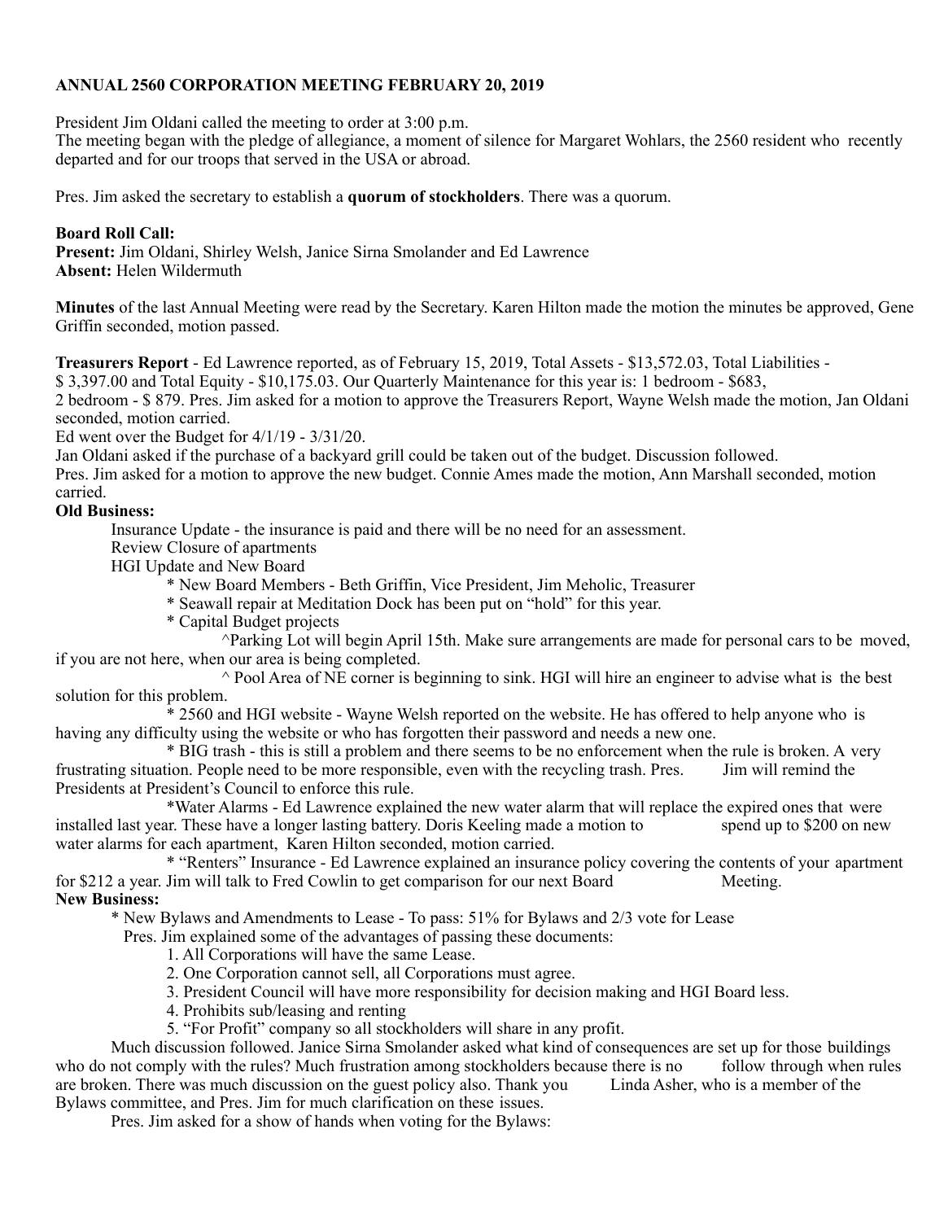**ANNUAL 2560 CORPORATION MEETING FEBRUARY 20, 2019**

President Jim Oldani called the meeting to order at 3:00 p.m.
The meeting began with the pledge of allegiance, a moment of silence for Margaret Wohlars, the 2560 resident who recently departed and for our troops that served in the USA or abroad.

Pres. Jim asked the secretary to establish a **quorum of stockholders**. There was a quorum.

**Board Roll Call:**
**Present:** Jim Oldani, Shirley Welsh, Janice Sirna Smolander and Ed Lawrence
**Absent:** Helen Wildermuth

**Minutes** of the last Annual Meeting were read by the Secretary. Karen Hilton made the motion the minutes be approved, Gene Griffin seconded, motion passed.

**Treasurers Report** - Ed Lawrence reported, as of February 15, 2019, Total Assets - $13,572.03, Total Liabilities - $ 3,397.00 and Total Equity - $10,175.03. Our Quarterly Maintenance for this year is: 1 bedroom - $683, 2 bedroom - $ 879. Pres. Jim asked for a motion to approve the Treasurers Report, Wayne Welsh made the motion, Jan Oldani seconded, motion carried.
Ed went over the Budget for 4/1/19 - 3/31/20.
Jan Oldani asked if the purchase of a backyard grill could be taken out of the budget. Discussion followed.
Pres. Jim asked for a motion to approve the new budget. Connie Ames made the motion, Ann Marshall seconded, motion carried.

**Old Business:**

Insurance Update - the insurance is paid and there will be no need for an assessment.
Review Closure of apartments
HGI Update and New Board

* New Board Members - Beth Griffin, Vice President, Jim Meholic, Treasurer
* Seawall repair at Meditation Dock has been put on "hold" for this year.
* Capital Budget projects
    - ^Parking Lot will begin April 15th. Make sure arrangements are made for personal cars to be moved, if you are not here, when our area is being completed.
    - ^ Pool Area of NE corner is beginning to sink. HGI will hire an engineer to advise what is the best solution for this problem.
* 2560 and HGI website - Wayne Welsh reported on the website. He has offered to help anyone who is having any difficulty using the website or who has forgotten their password and needs a new one.
* BIG trash - this is still a problem and there seems to be no enforcement when the rule is broken. A very frustrating situation. People need to be more responsible, even with the recycling trash. Pres. Jim will remind the Presidents at President's Council to enforce this rule.
* Water Alarms - Ed Lawrence explained the new water alarm that will replace the expired ones that were installed last year. These have a longer lasting battery. Doris Keeling made a motion to spend up to $200 on new water alarms for each apartment, Karen Hilton seconded, motion carried.
* "Renters" Insurance - Ed Lawrence explained an insurance policy covering the contents of your apartment for $212 a year. Jim will talk to Fred Cowlin to get comparison for our next Board Meeting.

**New Business:**

* New Bylaws and Amendments to Lease - To pass: 51% for Bylaws and 2/3 vote for Lease

Pres. Jim explained some of the advantages of passing these documents:

1. All Corporations will have the same Lease.
2. One Corporation cannot sell, all Corporations must agree.
3. President Council will have more responsibility for decision making and HGI Board less.
4. Prohibits sub/leasing and renting
5. "For Profit" company so all stockholders will share in any profit.

Much discussion followed. Janice Sirna Smolander asked what kind of consequences are set up for those buildings who do not comply with the rules? Much frustration among stockholders because there is no follow through when rules are broken. There was much discussion on the guest policy also. Thank you Linda Asher, who is a member of the Bylaws committee, and Pres. Jim for much clarification on these issues.

Pres. Jim asked for a show of hands when voting for the Bylaws: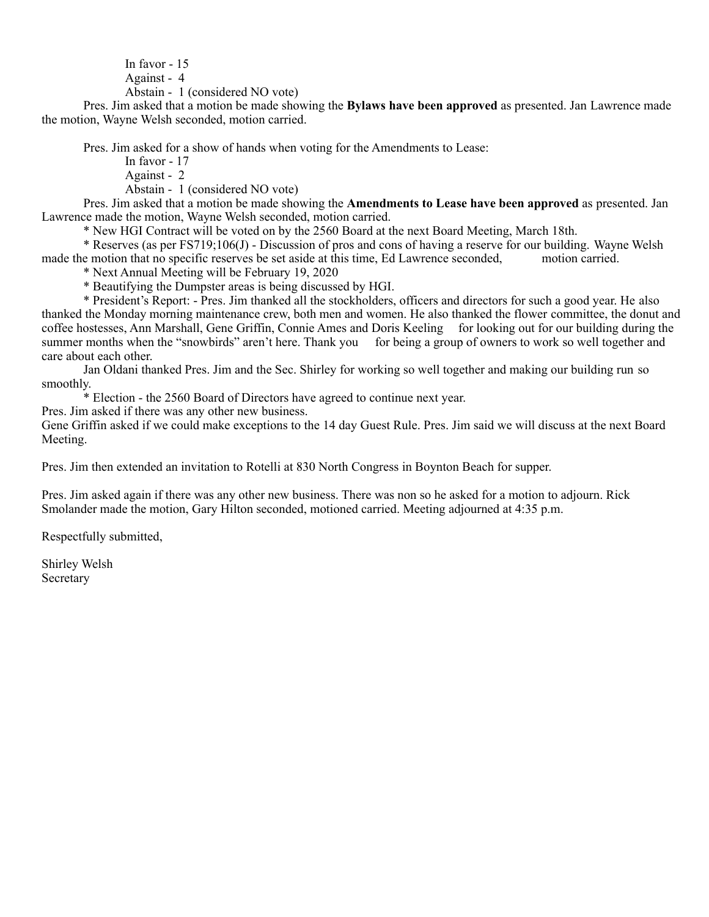In favor - 15

Against - 4

Abstain - 1 (considered NO vote)

Pres. Jim asked that a motion be made showing the **Bylaws have been approved** as presented. Jan Lawrence made the motion, Wayne Welsh seconded, motion carried.

Pres. Jim asked for a show of hands when voting for the Amendments to Lease:

In favor - 17

Against - 2

Abstain - 1 (considered NO vote)

Pres. Jim asked that a motion be made showing the **Amendments to Lease have been approved** as presented. Jan Lawrence made the motion, Wayne Welsh seconded, motion carried.

* New HGI Contract will be voted on by the 2560 Board at the next Board Meeting, March 18th.
* Reserves (as per FS719;106(J) - Discussion of pros and cons of having a reserve for our building. Wayne Welsh made the motion that no specific reserves be set aside at this time, Ed Lawrence seconded, motion carried.
* Next Annual Meeting will be February 19, 2020
* Beautifying the Dumpster areas is being discussed by HGI.
* President's Report: - Pres. Jim thanked all the stockholders, officers and directors for such a good year. He also thanked the Monday morning maintenance crew, both men and women. He also thanked the flower committee, the donut and coffee hostesses, Ann Marshall, Gene Griffin, Connie Ames and Doris Keeling for looking out for our building during the summer months when the "snowbirds" aren't here. Thank you for being a group of owners to work so well together and care about each other.

Jan Oldani thanked Pres. Jim and the Sec. Shirley for working so well together and making our building run so smoothly.

* Election - the 2560 Board of Directors have agreed to continue next year.

Pres. Jim asked if there was any other new business.

Gene Griffin asked if we could make exceptions to the 14 day Guest Rule. Pres. Jim said we will discuss at the next Board Meeting.

Pres. Jim then extended an invitation to Rotelli at 830 North Congress in Boynton Beach for supper.

Pres. Jim asked again if there was any other new business. There was non so he asked for a motion to adjourn. Rick Smolander made the motion, Gary Hilton seconded, motioned carried. Meeting adjourned at 4:35 p.m.

Respectfully submitted,

Shirley Welsh
Secretary